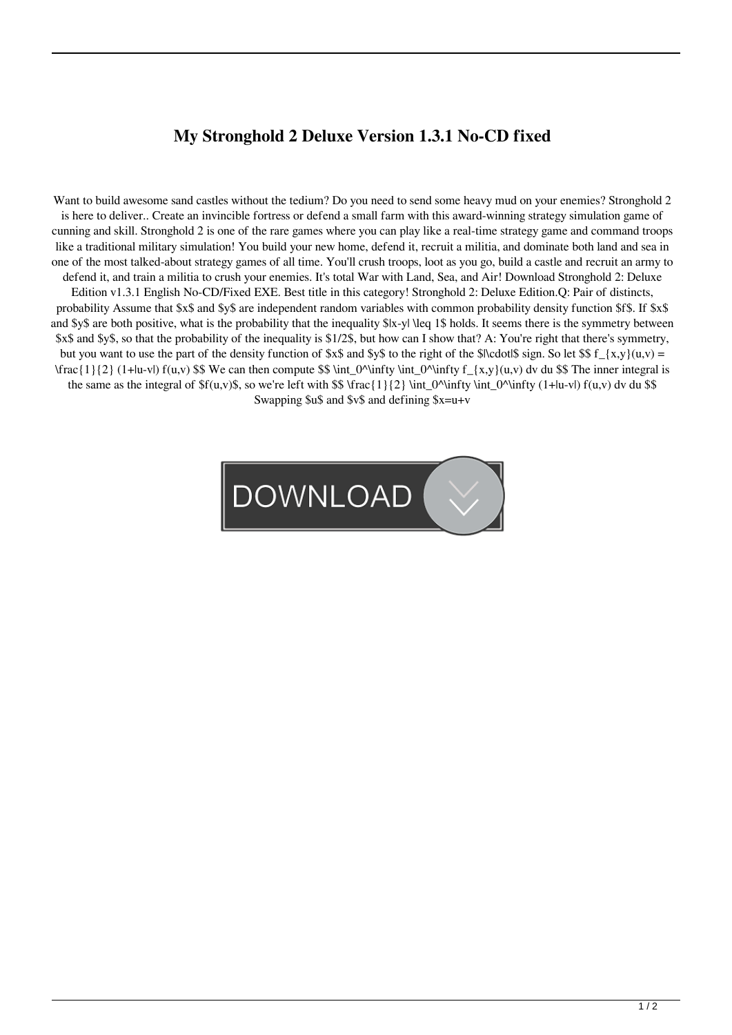# My Stronghold 2 Deluxe Version 1.3.1 No-CD fixed

Want to build awesome sand castles without the tedium? Do you need to send some heavy mud on your enemies? Stronghold 2 is here to deliver.. Create an invincible fortress or defend a small farm with this award-winning strategy simulation game of cunning and skill. Stronghold 2 is one of the rare games where you can play like a real-time strategy game and command troops like a traditional military simulation! You build your new home, defend it, recruit a militia, and dominate both land and sea in one of the most talked-about strategy games of all time. You'll crush troops, loot as you go, build a castle and recruit an army to defend it, and train a militia to crush your enemies. It's total War with Land, Sea, and Air! Download Stronghold 2: Deluxe Edition v1.3.1 English No-CD/Fixed EXE. Best title in this category! Stronghold 2: Deluxe Edition.Q: Pair of distincts, probability Assume that $x$ and $y$ are independent random variables with common probability density function $f$. If $x$ and $y$ are both positive, what is the probability that the inequality $|x-y| \leq 1$ holds. It seems there is the symmetry between $x$ and $y$, so that the probability of the inequality is $1/2$, but how can I show that? A: You're right that there's symmetry, but you want to use the part of the density function of $x$ and $y$ to the right of the $|\cdot|$ sign. So let $$ f_{x,y}(u,v) = \frac{1}{2} (1+|u-v|) f(u,v) $$ We can then compute $$ \int_0^\infty \int_0^\infty f_{x,y}(u,v) dv du $$ The inner integral is the same as the integral of $f(u,v)$, so we're left with $$ \frac{1}{2} \int_0^\infty \int_0^\infty (1+|u-v|) f(u,v) dv du $$ Swapping $u$ and $v$ and defining $x=u+v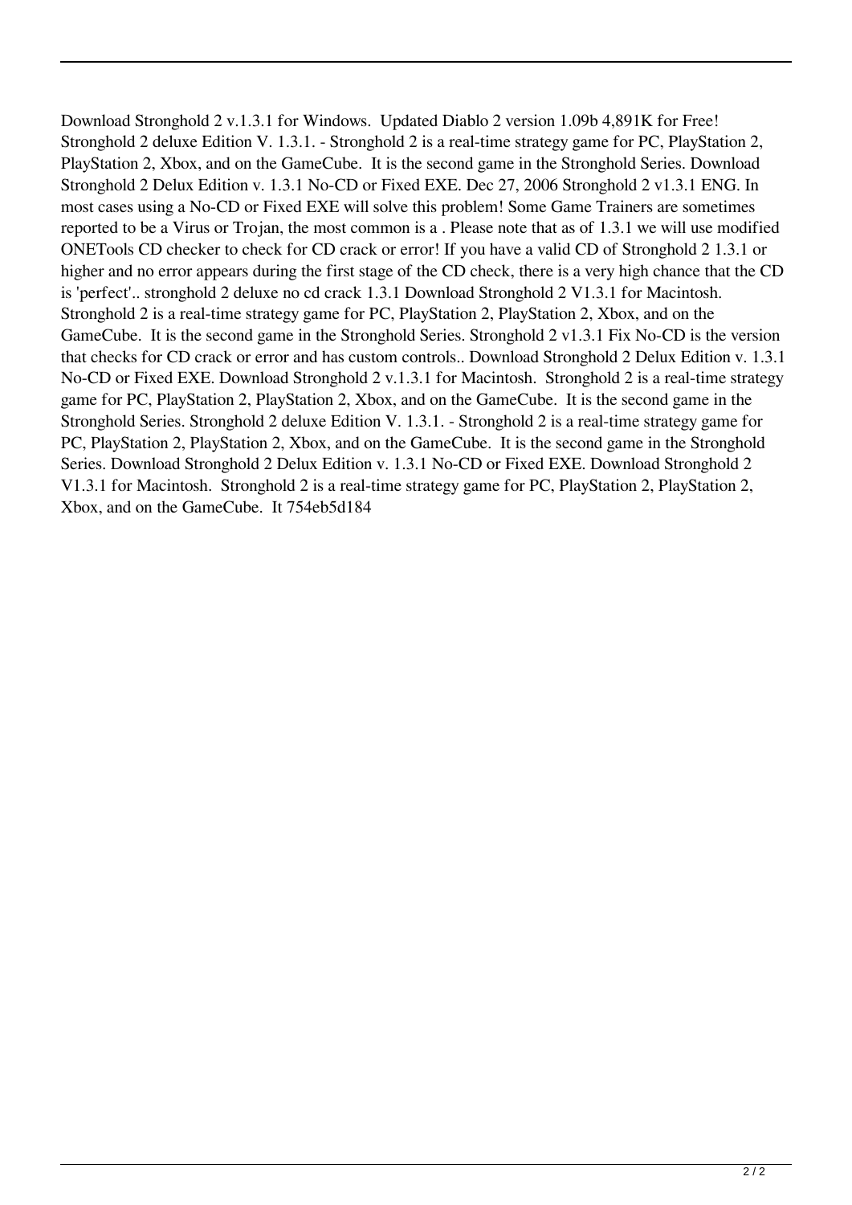Download Stronghold 2 v.1.3.1 for Windows.  Updated Diablo 2 version 1.09b 4,891K for Free! Stronghold 2 deluxe Edition V. 1.3.1. - Stronghold 2 is a real-time strategy game for PC, PlayStation 2, PlayStation 2, Xbox, and on the GameCube.  It is the second game in the Stronghold Series. Download Stronghold 2 Delux Edition v. 1.3.1 No-CD or Fixed EXE. Dec 27, 2006 Stronghold 2 v1.3.1 ENG. In most cases using a No-CD or Fixed EXE will solve this problem! Some Game Trainers are sometimes reported to be a Virus or Trojan, the most common is a . Please note that as of 1.3.1 we will use modified ONETools CD checker to check for CD crack or error! If you have a valid CD of Stronghold 2 1.3.1 or higher and no error appears during the first stage of the CD check, there is a very high chance that the CD is 'perfect'.. stronghold 2 deluxe no cd crack 1.3.1 Download Stronghold 2 V1.3.1 for Macintosh. Stronghold 2 is a real-time strategy game for PC, PlayStation 2, PlayStation 2, Xbox, and on the GameCube.  It is the second game in the Stronghold Series. Stronghold 2 v1.3.1 Fix No-CD is the version that checks for CD crack or error and has custom controls.. Download Stronghold 2 Delux Edition v. 1.3.1 No-CD or Fixed EXE. Download Stronghold 2 v.1.3.1 for Macintosh.  Stronghold 2 is a real-time strategy game for PC, PlayStation 2, PlayStation 2, Xbox, and on the GameCube.  It is the second game in the Stronghold Series. Stronghold 2 deluxe Edition V. 1.3.1. - Stronghold 2 is a real-time strategy game for PC, PlayStation 2, PlayStation 2, Xbox, and on the GameCube.  It is the second game in the Stronghold Series. Download Stronghold 2 Delux Edition v. 1.3.1 No-CD or Fixed EXE. Download Stronghold 2 V1.3.1 for Macintosh.  Stronghold 2 is a real-time strategy game for PC, PlayStation 2, PlayStation 2, Xbox, and on the GameCube.  It 754eb5d184